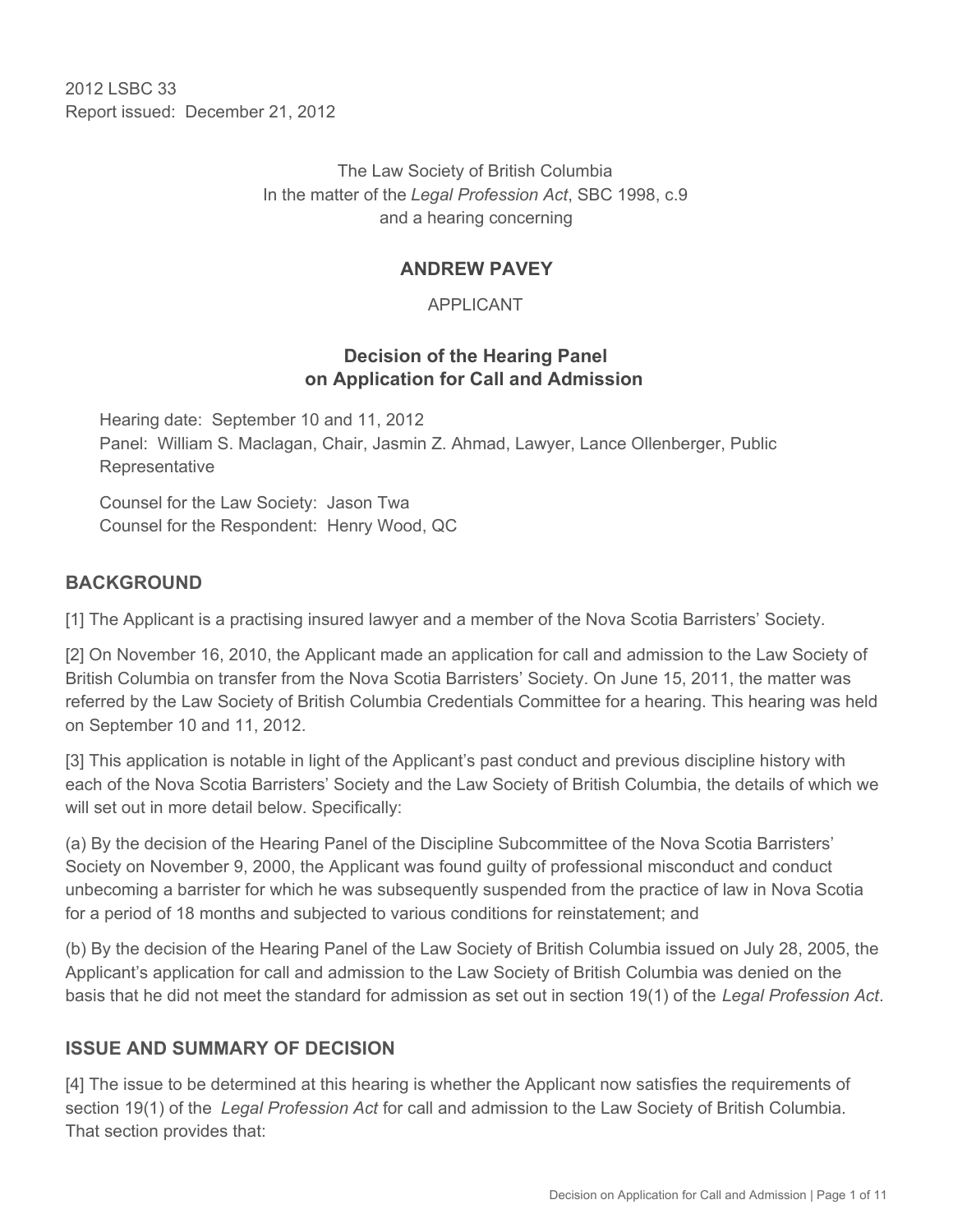2012 LSBC 33
Report issued: December 21, 2012

The Law Society of British Columbia
In the matter of the *Legal Profession Act*, SBC 1998, c.9
and a hearing concerning

**ANDREW PAVEY**

APPLICANT

**Decision of the Hearing Panel**
**on Application for Call and Admission**

Hearing date: September 10 and 11, 2012
Panel: William S. Maclagan, Chair, Jasmin Z. Ahmad, Lawyer, Lance Ollenberger, Public Representative

Counsel for the Law Society: Jason Twa
Counsel for the Respondent: Henry Wood, QC

## BACKGROUND

[1] The Applicant is a practising insured lawyer and a member of the Nova Scotia Barristers' Society.

[2] On November 16, 2010, the Applicant made an application for call and admission to the Law Society of British Columbia on transfer from the Nova Scotia Barristers' Society. On June 15, 2011, the matter was referred by the Law Society of British Columbia Credentials Committee for a hearing. This hearing was held on September 10 and 11, 2012.

[3] This application is notable in light of the Applicant's past conduct and previous discipline history with each of the Nova Scotia Barristers' Society and the Law Society of British Columbia, the details of which we will set out in more detail below. Specifically:

(a) By the decision of the Hearing Panel of the Discipline Subcommittee of the Nova Scotia Barristers' Society on November 9, 2000, the Applicant was found guilty of professional misconduct and conduct unbecoming a barrister for which he was subsequently suspended from the practice of law in Nova Scotia for a period of 18 months and subjected to various conditions for reinstatement; and

(b) By the decision of the Hearing Panel of the Law Society of British Columbia issued on July 28, 2005, the Applicant's application for call and admission to the Law Society of British Columbia was denied on the basis that he did not meet the standard for admission as set out in section 19(1) of the *Legal Profession Act*.

## ISSUE AND SUMMARY OF DECISION

[4] The issue to be determined at this hearing is whether the Applicant now satisfies the requirements of section 19(1) of the *Legal Profession Act* for call and admission to the Law Society of British Columbia. That section provides that: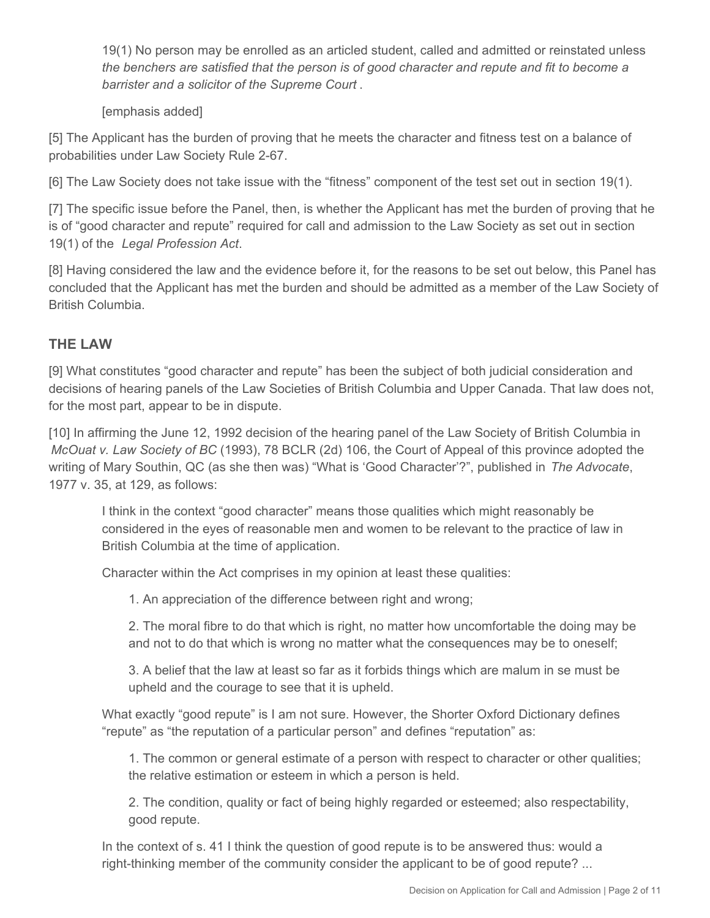> 19(1) No person may be enrolled as an articled student, called and admitted or reinstated unless *the benchers are satisfied that the person is of good character and repute and fit to become a barrister and a solicitor of the Supreme Court* .
>
> [emphasis added]

[5] The Applicant has the burden of proving that he meets the character and fitness test on a balance of probabilities under Law Society Rule 2-67.

[6] The Law Society does not take issue with the "fitness" component of the test set out in section 19(1).

[7] The specific issue before the Panel, then, is whether the Applicant has met the burden of proving that he is of "good character and repute" required for call and admission to the Law Society as set out in section 19(1) of the *Legal Profession Act*.

[8] Having considered the law and the evidence before it, for the reasons to be set out below, this Panel has concluded that the Applicant has met the burden and should be admitted as a member of the Law Society of British Columbia.

## THE LAW

[9] What constitutes "good character and repute" has been the subject of both judicial consideration and decisions of hearing panels of the Law Societies of British Columbia and Upper Canada. That law does not, for the most part, appear to be in dispute.

[10] In affirming the June 12, 1992 decision of the hearing panel of the Law Society of British Columbia in *McOuat v. Law Society of BC* (1993), 78 BCLR (2d) 106, the Court of Appeal of this province adopted the writing of Mary Southin, QC (as she then was) "What is 'Good Character'?", published in *The Advocate*, 1977 v. 35, at 129, as follows:

> I think in the context "good character" means those qualities which might reasonably be considered in the eyes of reasonable men and women to be relevant to the practice of law in British Columbia at the time of application.
>
> Character within the Act comprises in my opinion at least these qualities:
>
> 1. An appreciation of the difference between right and wrong;
>
> 2. The moral fibre to do that which is right, no matter how uncomfortable the doing may be and not to do that which is wrong no matter what the consequences may be to oneself;
>
> 3. A belief that the law at least so far as it forbids things which are malum in se must be upheld and the courage to see that it is upheld.
>
> What exactly "good repute" is I am not sure. However, the Shorter Oxford Dictionary defines "repute" as "the reputation of a particular person" and defines "reputation" as:
>
> 1. The common or general estimate of a person with respect to character or other qualities; the relative estimation or esteem in which a person is held.
>
> 2. The condition, quality or fact of being highly regarded or esteemed; also respectability, good repute.
>
> In the context of s. 41 I think the question of good repute is to be answered thus: would a right-thinking member of the community consider the applicant to be of good repute? ...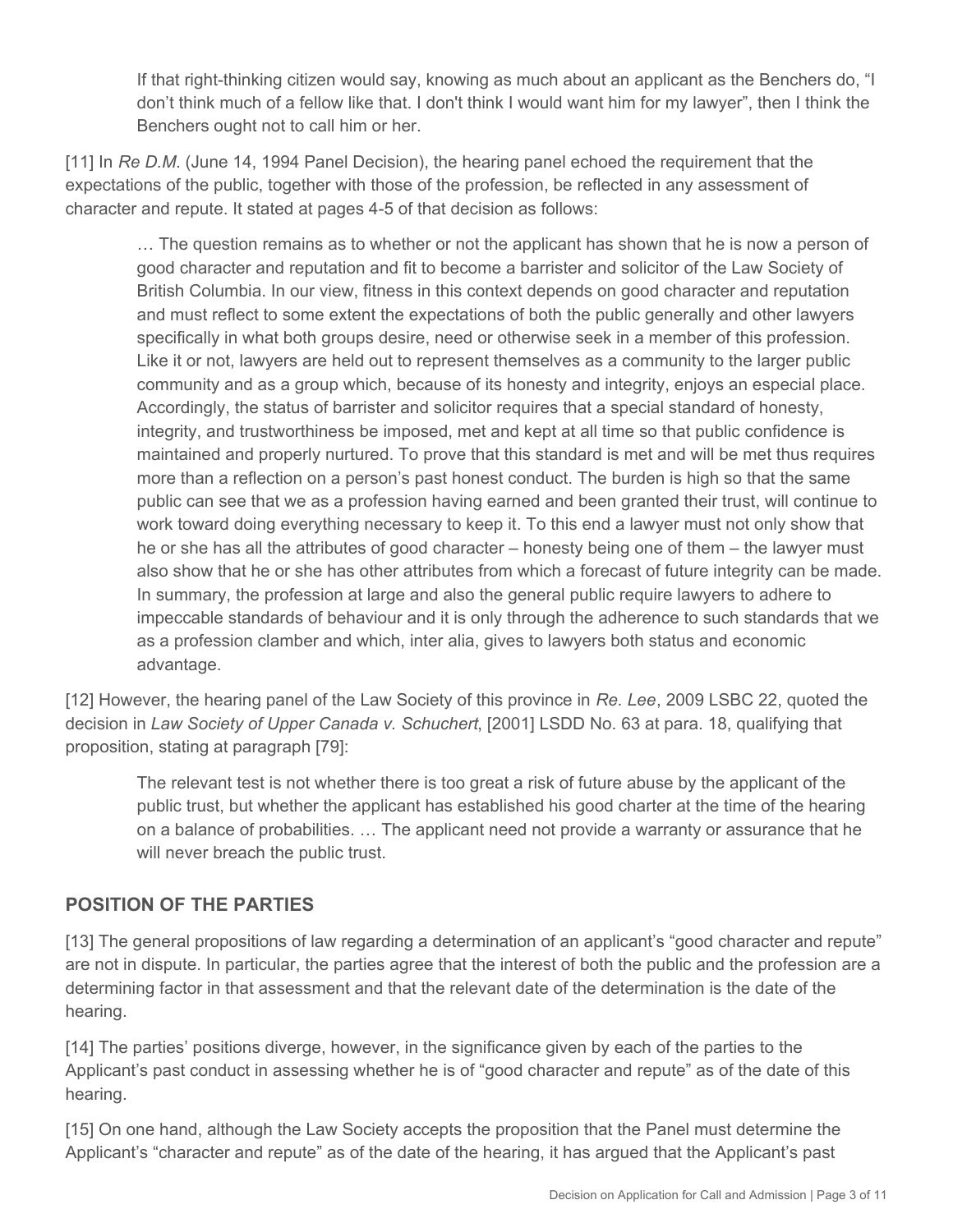> If that right-thinking citizen would say, knowing as much about an applicant as the Benchers do, "I don't think much of a fellow like that. I don't think I would want him for my lawyer", then I think the Benchers ought not to call him or her.

[11] In *Re D.M.* (June 14, 1994 Panel Decision), the hearing panel echoed the requirement that the expectations of the public, together with those of the profession, be reflected in any assessment of character and repute. It stated at pages 4-5 of that decision as follows:

> … The question remains as to whether or not the applicant has shown that he is now a person of good character and reputation and fit to become a barrister and solicitor of the Law Society of British Columbia. In our view, fitness in this context depends on good character and reputation and must reflect to some extent the expectations of both the public generally and other lawyers specifically in what both groups desire, need or otherwise seek in a member of this profession. Like it or not, lawyers are held out to represent themselves as a community to the larger public community and as a group which, because of its honesty and integrity, enjoys an especial place. Accordingly, the status of barrister and solicitor requires that a special standard of honesty, integrity, and trustworthiness be imposed, met and kept at all time so that public confidence is maintained and properly nurtured. To prove that this standard is met and will be met thus requires more than a reflection on a person's past honest conduct. The burden is high so that the same public can see that we as a profession having earned and been granted their trust, will continue to work toward doing everything necessary to keep it. To this end a lawyer must not only show that he or she has all the attributes of good character – honesty being one of them – the lawyer must also show that he or she has other attributes from which a forecast of future integrity can be made. In summary, the profession at large and also the general public require lawyers to adhere to impeccable standards of behaviour and it is only through the adherence to such standards that we as a profession clamber and which, inter alia, gives to lawyers both status and economic advantage.

[12] However, the hearing panel of the Law Society of this province in *Re. Lee*, 2009 LSBC 22, quoted the decision in *Law Society of Upper Canada v. Schuchert*, [2001] LSDD No. 63 at para. 18, qualifying that proposition, stating at paragraph [79]:

> The relevant test is not whether there is too great a risk of future abuse by the applicant of the public trust, but whether the applicant has established his good charter at the time of the hearing on a balance of probabilities. … The applicant need not provide a warranty or assurance that he will never breach the public trust.

## POSITION OF THE PARTIES

[13] The general propositions of law regarding a determination of an applicant's "good character and repute" are not in dispute. In particular, the parties agree that the interest of both the public and the profession are a determining factor in that assessment and that the relevant date of the determination is the date of the hearing.

[14] The parties' positions diverge, however, in the significance given by each of the parties to the Applicant's past conduct in assessing whether he is of "good character and repute" as of the date of this hearing.

[15] On one hand, although the Law Society accepts the proposition that the Panel must determine the Applicant's "character and repute" as of the date of the hearing, it has argued that the Applicant's past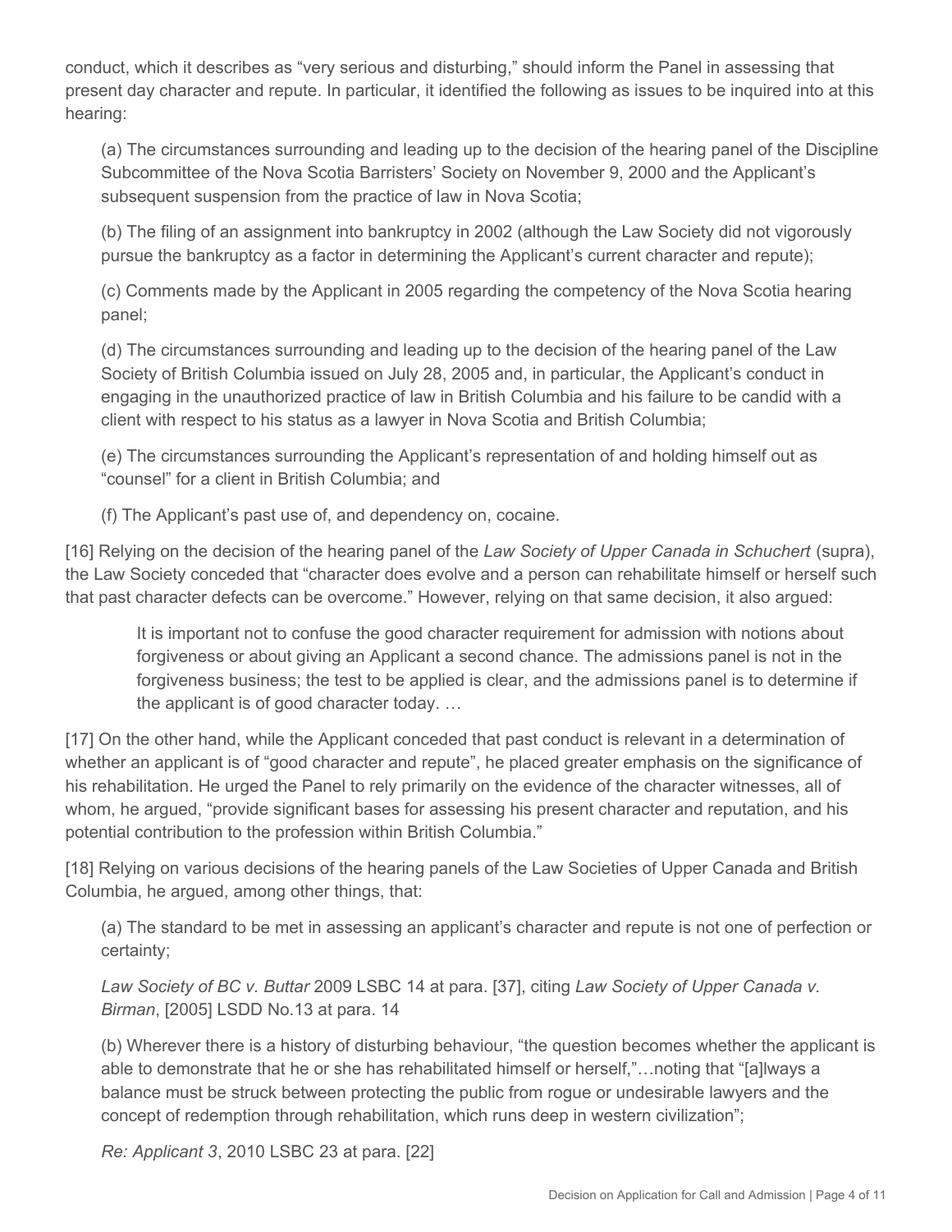conduct, which it describes as "very serious and disturbing," should inform the Panel in assessing that present day character and repute. In particular, it identified the following as issues to be inquired into at this hearing:

> (a) The circumstances surrounding and leading up to the decision of the hearing panel of the Discipline Subcommittee of the Nova Scotia Barristers' Society on November 9, 2000 and the Applicant's subsequent suspension from the practice of law in Nova Scotia;
>
> (b) The filing of an assignment into bankruptcy in 2002 (although the Law Society did not vigorously pursue the bankruptcy as a factor in determining the Applicant's current character and repute);
>
> (c) Comments made by the Applicant in 2005 regarding the competency of the Nova Scotia hearing panel;
>
> (d) The circumstances surrounding and leading up to the decision of the hearing panel of the Law Society of British Columbia issued on July 28, 2005 and, in particular, the Applicant's conduct in engaging in the unauthorized practice of law in British Columbia and his failure to be candid with a client with respect to his status as a lawyer in Nova Scotia and British Columbia;
>
> (e) The circumstances surrounding the Applicant's representation of and holding himself out as "counsel" for a client in British Columbia; and
>
> (f) The Applicant's past use of, and dependency on, cocaine.

[16] Relying on the decision of the hearing panel of the *Law Society of Upper Canada in Schuchert* (supra), the Law Society conceded that "character does evolve and a person can rehabilitate himself or herself such that past character defects can be overcome." However, relying on that same decision, it also argued:

> It is important not to confuse the good character requirement for admission with notions about forgiveness or about giving an Applicant a second chance. The admissions panel is not in the forgiveness business; the test to be applied is clear, and the admissions panel is to determine if the applicant is of good character today. …

[17] On the other hand, while the Applicant conceded that past conduct is relevant in a determination of whether an applicant is of "good character and repute", he placed greater emphasis on the significance of his rehabilitation. He urged the Panel to rely primarily on the evidence of the character witnesses, all of whom, he argued, "provide significant bases for assessing his present character and reputation, and his potential contribution to the profession within British Columbia."

[18] Relying on various decisions of the hearing panels of the Law Societies of Upper Canada and British Columbia, he argued, among other things, that:

> (a) The standard to be met in assessing an applicant's character and repute is not one of perfection or certainty;
>
> *Law Society of BC v. Buttar* 2009 LSBC 14 at para. [37], citing *Law Society of Upper Canada v. Birman*, [2005] LSDD No.13 at para. 14
>
> (b) Wherever there is a history of disturbing behaviour, "the question becomes whether the applicant is able to demonstrate that he or she has rehabilitated himself or herself,"…noting that "[a]lways a balance must be struck between protecting the public from rogue or undesirable lawyers and the concept of redemption through rehabilitation, which runs deep in western civilization";
>
> *Re: Applicant 3*, 2010 LSBC 23 at para. [22]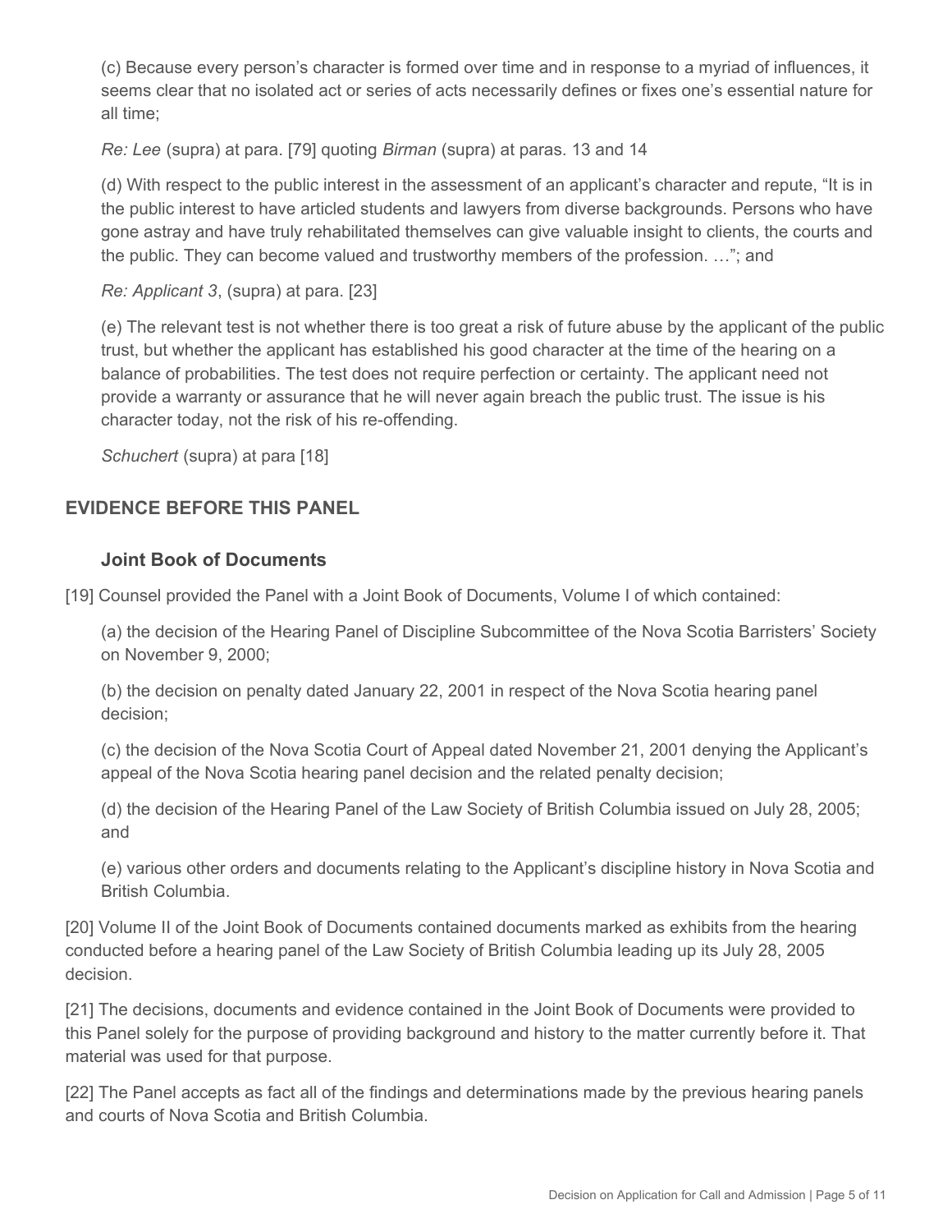(c) Because every person's character is formed over time and in response to a myriad of influences, it seems clear that no isolated act or series of acts necessarily defines or fixes one's essential nature for all time;

*Re: Lee* (supra) at para. [79] quoting *Birman* (supra) at paras. 13 and 14

(d) With respect to the public interest in the assessment of an applicant's character and repute, "It is in the public interest to have articled students and lawyers from diverse backgrounds. Persons who have gone astray and have truly rehabilitated themselves can give valuable insight to clients, the courts and the public. They can become valued and trustworthy members of the profession. …"; and

*Re: Applicant 3*, (supra) at para. [23]

(e) The relevant test is not whether there is too great a risk of future abuse by the applicant of the public trust, but whether the applicant has established his good character at the time of the hearing on a balance of probabilities. The test does not require perfection or certainty. The applicant need not provide a warranty or assurance that he will never again breach the public trust. The issue is his character today, not the risk of his re-offending.

*Schuchert* (supra) at para [18]

## EVIDENCE BEFORE THIS PANEL

### Joint Book of Documents

[19] Counsel provided the Panel with a Joint Book of Documents, Volume I of which contained:

(a) the decision of the Hearing Panel of Discipline Subcommittee of the Nova Scotia Barristers' Society on November 9, 2000;

(b) the decision on penalty dated January 22, 2001 in respect of the Nova Scotia hearing panel decision;

(c) the decision of the Nova Scotia Court of Appeal dated November 21, 2001 denying the Applicant's appeal of the Nova Scotia hearing panel decision and the related penalty decision;

(d) the decision of the Hearing Panel of the Law Society of British Columbia issued on July 28, 2005; and

(e) various other orders and documents relating to the Applicant's discipline history in Nova Scotia and British Columbia.

[20] Volume II of the Joint Book of Documents contained documents marked as exhibits from the hearing conducted before a hearing panel of the Law Society of British Columbia leading up its July 28, 2005 decision.

[21] The decisions, documents and evidence contained in the Joint Book of Documents were provided to this Panel solely for the purpose of providing background and history to the matter currently before it. That material was used for that purpose.

[22] The Panel accepts as fact all of the findings and determinations made by the previous hearing panels and courts of Nova Scotia and British Columbia.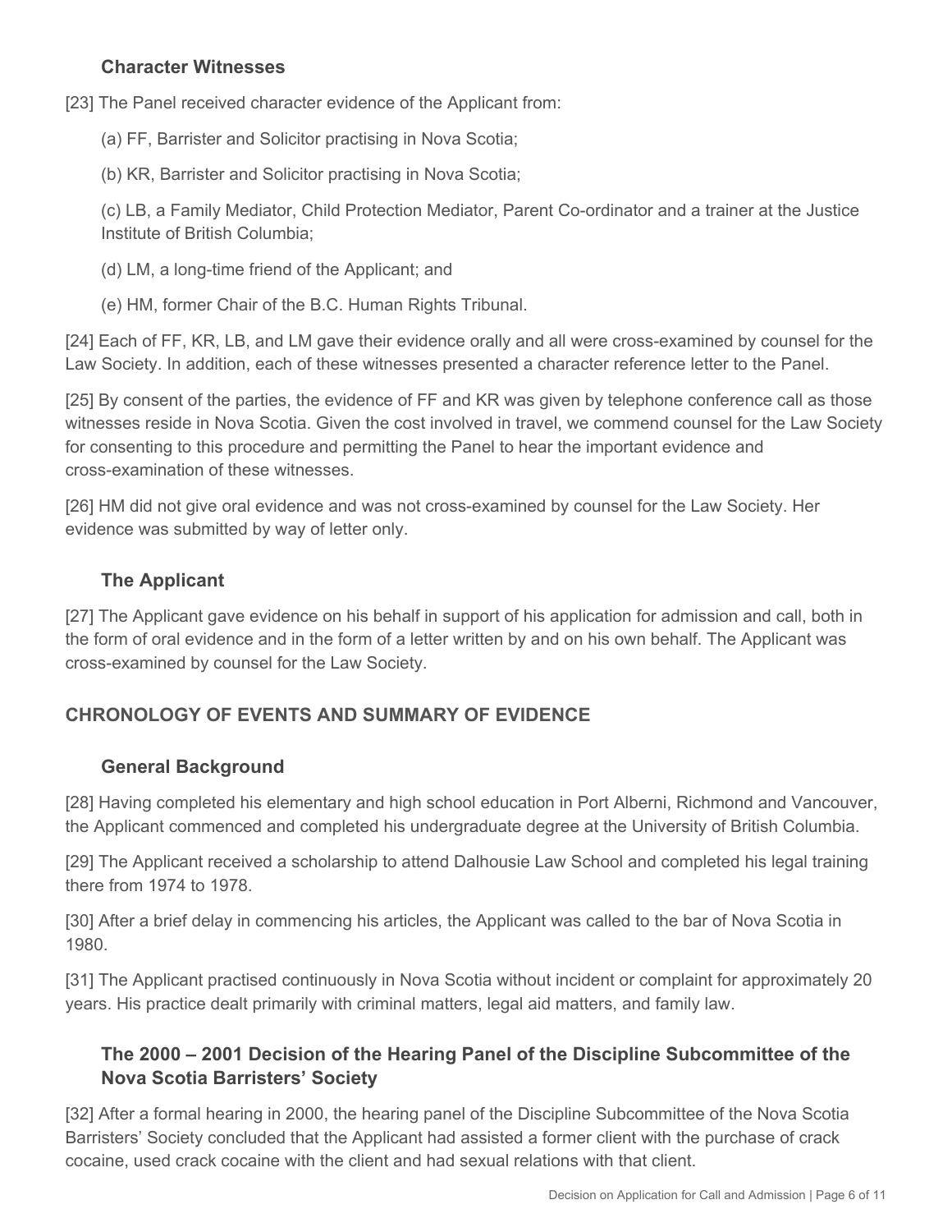### Character Witnesses

[23] The Panel received character evidence of the Applicant from:

(a) FF, Barrister and Solicitor practising in Nova Scotia;

(b) KR, Barrister and Solicitor practising in Nova Scotia;

(c) LB, a Family Mediator, Child Protection Mediator, Parent Co-ordinator and a trainer at the Justice Institute of British Columbia;

(d) LM, a long-time friend of the Applicant; and

(e) HM, former Chair of the B.C. Human Rights Tribunal.

[24] Each of FF, KR, LB, and LM gave their evidence orally and all were cross-examined by counsel for the Law Society. In addition, each of these witnesses presented a character reference letter to the Panel.

[25] By consent of the parties, the evidence of FF and KR was given by telephone conference call as those witnesses reside in Nova Scotia. Given the cost involved in travel, we commend counsel for the Law Society for consenting to this procedure and permitting the Panel to hear the important evidence and cross-examination of these witnesses.

[26] HM did not give oral evidence and was not cross-examined by counsel for the Law Society. Her evidence was submitted by way of letter only.

### The Applicant

[27] The Applicant gave evidence on his behalf in support of his application for admission and call, both in the form of oral evidence and in the form of a letter written by and on his own behalf. The Applicant was cross-examined by counsel for the Law Society.

## CHRONOLOGY OF EVENTS AND SUMMARY OF EVIDENCE

### General Background

[28] Having completed his elementary and high school education in Port Alberni, Richmond and Vancouver, the Applicant commenced and completed his undergraduate degree at the University of British Columbia.

[29] The Applicant received a scholarship to attend Dalhousie Law School and completed his legal training there from 1974 to 1978.

[30] After a brief delay in commencing his articles, the Applicant was called to the bar of Nova Scotia in 1980.

[31] The Applicant practised continuously in Nova Scotia without incident or complaint for approximately 20 years. His practice dealt primarily with criminal matters, legal aid matters, and family law.

### The 2000 – 2001 Decision of the Hearing Panel of the Discipline Subcommittee of the Nova Scotia Barristers' Society

[32] After a formal hearing in 2000, the hearing panel of the Discipline Subcommittee of the Nova Scotia Barristers' Society concluded that the Applicant had assisted a former client with the purchase of crack cocaine, used crack cocaine with the client and had sexual relations with that client.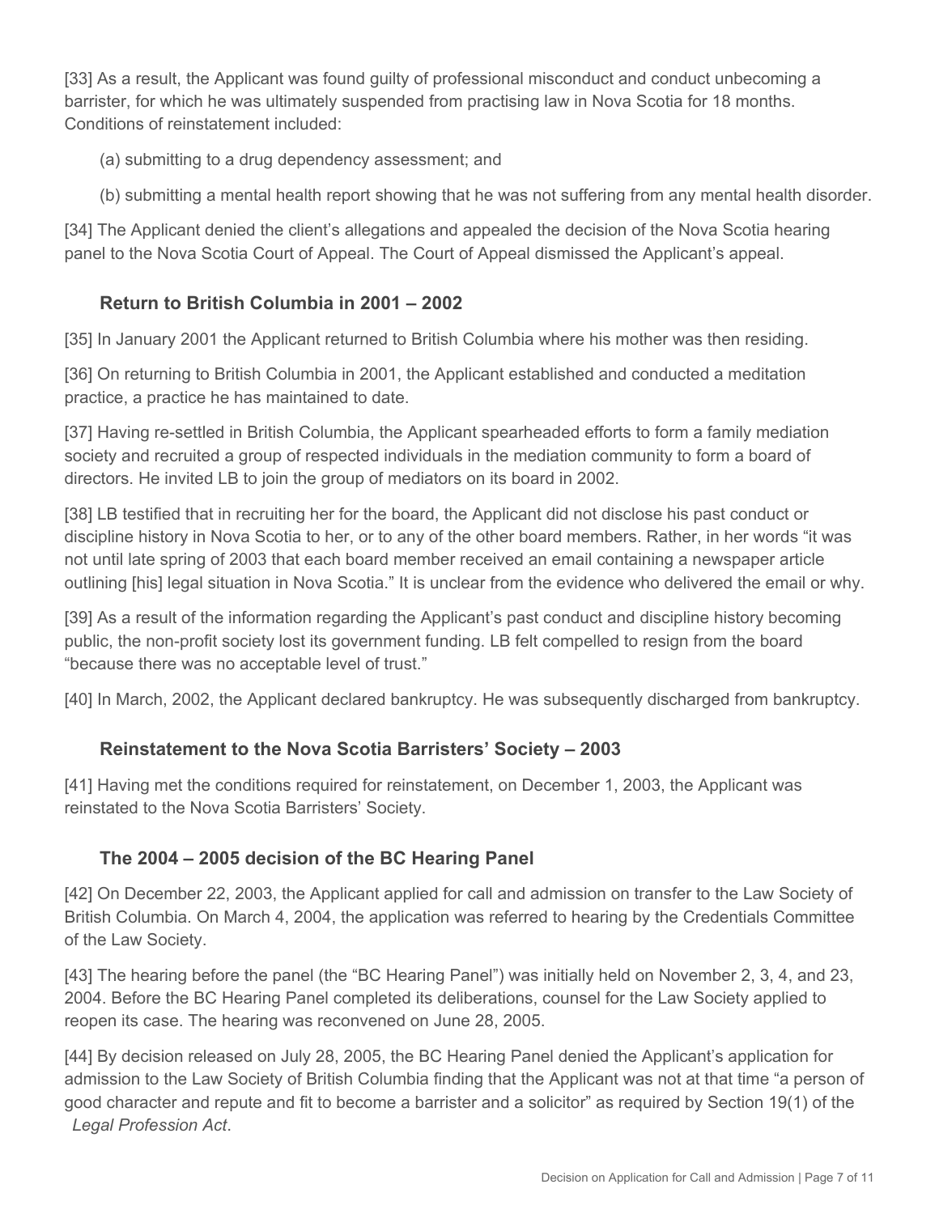[33] As a result, the Applicant was found guilty of professional misconduct and conduct unbecoming a barrister, for which he was ultimately suspended from practising law in Nova Scotia for 18 months. Conditions of reinstatement included:

(a) submitting to a drug dependency assessment; and

(b) submitting a mental health report showing that he was not suffering from any mental health disorder.

[34] The Applicant denied the client's allegations and appealed the decision of the Nova Scotia hearing panel to the Nova Scotia Court of Appeal. The Court of Appeal dismissed the Applicant's appeal.

## Return to British Columbia in 2001 – 2002

[35] In January 2001 the Applicant returned to British Columbia where his mother was then residing.

[36] On returning to British Columbia in 2001, the Applicant established and conducted a meditation practice, a practice he has maintained to date.

[37] Having re-settled in British Columbia, the Applicant spearheaded efforts to form a family mediation society and recruited a group of respected individuals in the mediation community to form a board of directors. He invited LB to join the group of mediators on its board in 2002.

[38] LB testified that in recruiting her for the board, the Applicant did not disclose his past conduct or discipline history in Nova Scotia to her, or to any of the other board members. Rather, in her words "it was not until late spring of 2003 that each board member received an email containing a newspaper article outlining [his] legal situation in Nova Scotia." It is unclear from the evidence who delivered the email or why.

[39] As a result of the information regarding the Applicant's past conduct and discipline history becoming public, the non-profit society lost its government funding. LB felt compelled to resign from the board "because there was no acceptable level of trust."

[40] In March, 2002, the Applicant declared bankruptcy. He was subsequently discharged from bankruptcy.

## Reinstatement to the Nova Scotia Barristers' Society – 2003

[41] Having met the conditions required for reinstatement, on December 1, 2003, the Applicant was reinstated to the Nova Scotia Barristers' Society.

## The 2004 – 2005 decision of the BC Hearing Panel

[42] On December 22, 2003, the Applicant applied for call and admission on transfer to the Law Society of British Columbia. On March 4, 2004, the application was referred to hearing by the Credentials Committee of the Law Society.

[43] The hearing before the panel (the "BC Hearing Panel") was initially held on November 2, 3, 4, and 23, 2004. Before the BC Hearing Panel completed its deliberations, counsel for the Law Society applied to reopen its case. The hearing was reconvened on June 28, 2005.

[44] By decision released on July 28, 2005, the BC Hearing Panel denied the Applicant's application for admission to the Law Society of British Columbia finding that the Applicant was not at that time "a person of good character and repute and fit to become a barrister and a solicitor" as required by Section 19(1) of the *Legal Profession Act*.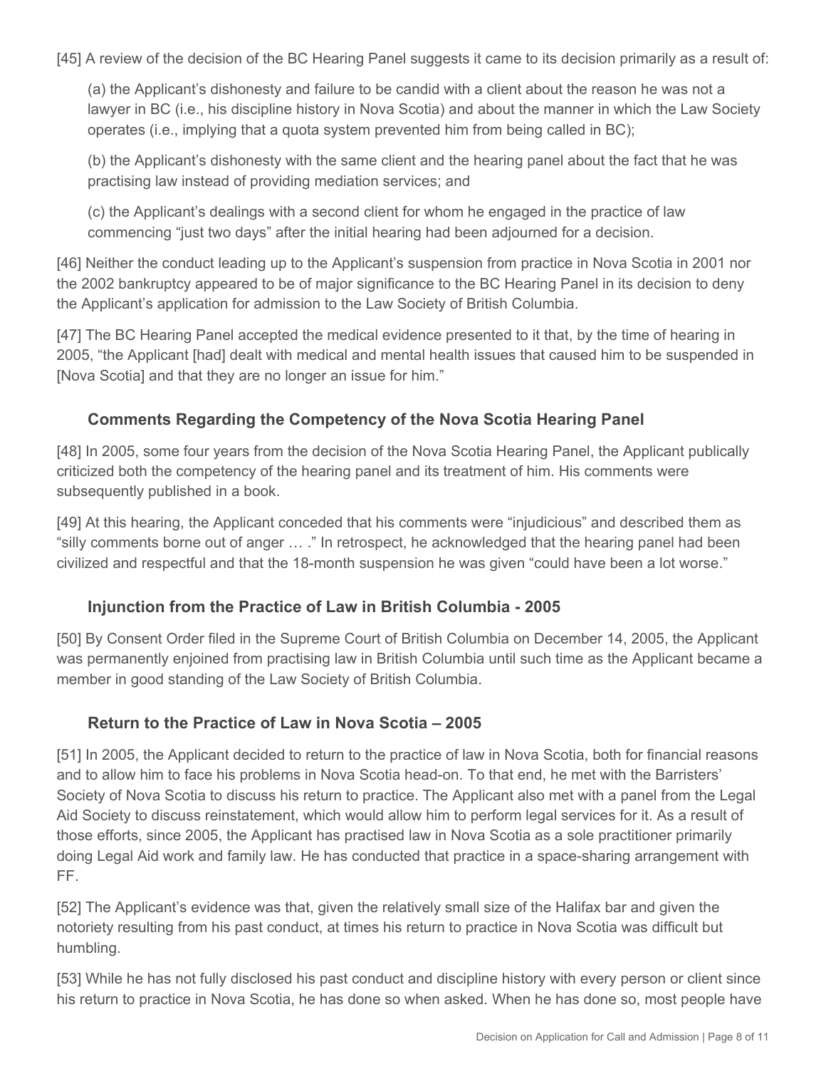[45] A review of the decision of the BC Hearing Panel suggests it came to its decision primarily as a result of:

(a) the Applicant's dishonesty and failure to be candid with a client about the reason he was not a lawyer in BC (i.e., his discipline history in Nova Scotia) and about the manner in which the Law Society operates (i.e., implying that a quota system prevented him from being called in BC);

(b) the Applicant's dishonesty with the same client and the hearing panel about the fact that he was practising law instead of providing mediation services; and

(c) the Applicant's dealings with a second client for whom he engaged in the practice of law commencing "just two days" after the initial hearing had been adjourned for a decision.

[46] Neither the conduct leading up to the Applicant's suspension from practice in Nova Scotia in 2001 nor the 2002 bankruptcy appeared to be of major significance to the BC Hearing Panel in its decision to deny the Applicant's application for admission to the Law Society of British Columbia.

[47] The BC Hearing Panel accepted the medical evidence presented to it that, by the time of hearing in 2005, "the Applicant [had] dealt with medical and mental health issues that caused him to be suspended in [Nova Scotia] and that they are no longer an issue for him."

### Comments Regarding the Competency of the Nova Scotia Hearing Panel

[48] In 2005, some four years from the decision of the Nova Scotia Hearing Panel, the Applicant publically criticized both the competency of the hearing panel and its treatment of him. His comments were subsequently published in a book.

[49] At this hearing, the Applicant conceded that his comments were "injudicious" and described them as "silly comments borne out of anger … ." In retrospect, he acknowledged that the hearing panel had been civilized and respectful and that the 18-month suspension he was given "could have been a lot worse."

### Injunction from the Practice of Law in British Columbia - 2005

[50] By Consent Order filed in the Supreme Court of British Columbia on December 14, 2005, the Applicant was permanently enjoined from practising law in British Columbia until such time as the Applicant became a member in good standing of the Law Society of British Columbia.

### Return to the Practice of Law in Nova Scotia – 2005

[51] In 2005, the Applicant decided to return to the practice of law in Nova Scotia, both for financial reasons and to allow him to face his problems in Nova Scotia head-on. To that end, he met with the Barristers' Society of Nova Scotia to discuss his return to practice. The Applicant also met with a panel from the Legal Aid Society to discuss reinstatement, which would allow him to perform legal services for it. As a result of those efforts, since 2005, the Applicant has practised law in Nova Scotia as a sole practitioner primarily doing Legal Aid work and family law. He has conducted that practice in a space-sharing arrangement with FF.

[52] The Applicant's evidence was that, given the relatively small size of the Halifax bar and given the notoriety resulting from his past conduct, at times his return to practice in Nova Scotia was difficult but humbling.

[53] While he has not fully disclosed his past conduct and discipline history with every person or client since his return to practice in Nova Scotia, he has done so when asked. When he has done so, most people have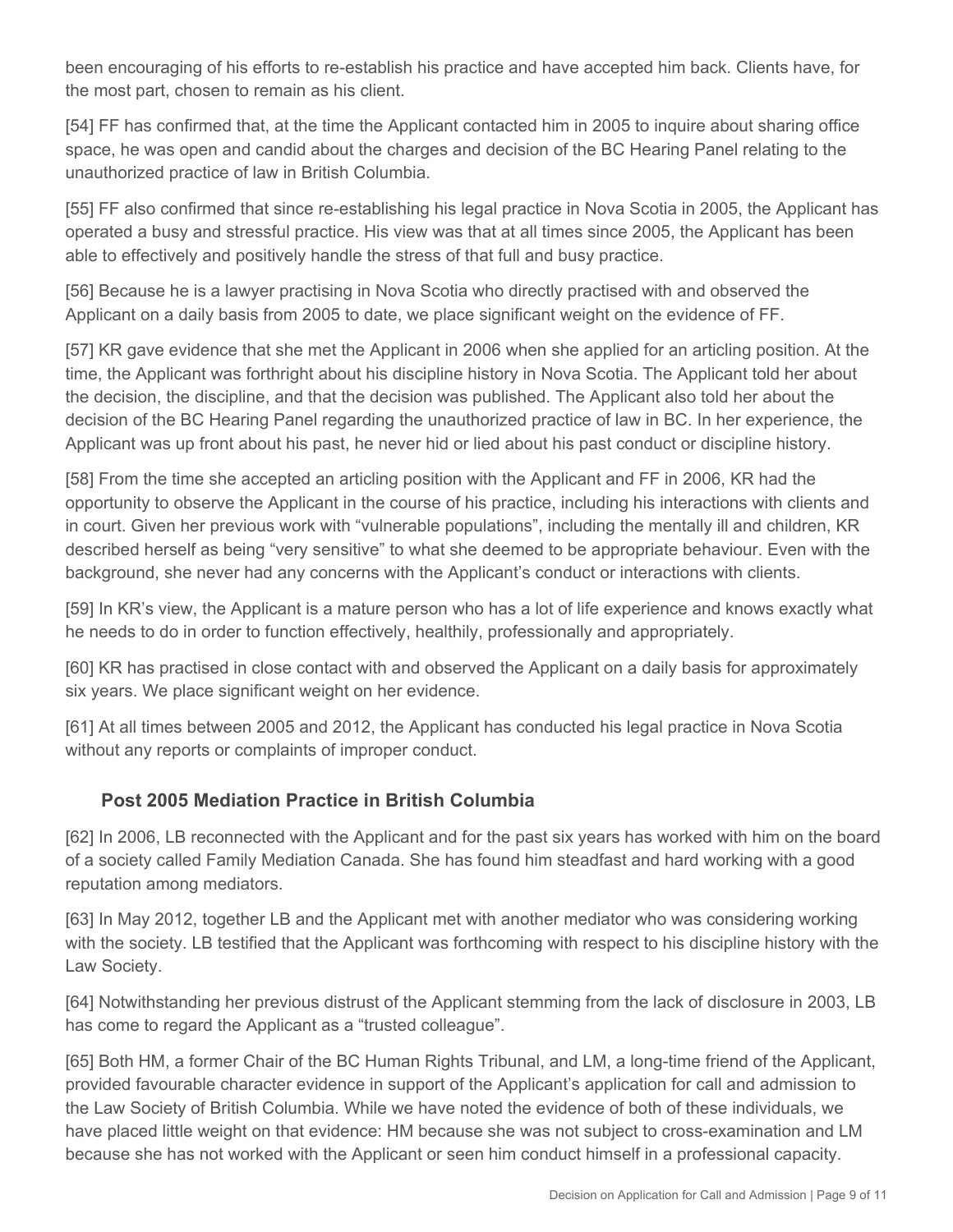been encouraging of his efforts to re-establish his practice and have accepted him back. Clients have, for the most part, chosen to remain as his client.

[54] FF has confirmed that, at the time the Applicant contacted him in 2005 to inquire about sharing office space, he was open and candid about the charges and decision of the BC Hearing Panel relating to the unauthorized practice of law in British Columbia.

[55] FF also confirmed that since re-establishing his legal practice in Nova Scotia in 2005, the Applicant has operated a busy and stressful practice. His view was that at all times since 2005, the Applicant has been able to effectively and positively handle the stress of that full and busy practice.

[56] Because he is a lawyer practising in Nova Scotia who directly practised with and observed the Applicant on a daily basis from 2005 to date, we place significant weight on the evidence of FF.

[57] KR gave evidence that she met the Applicant in 2006 when she applied for an articling position. At the time, the Applicant was forthright about his discipline history in Nova Scotia. The Applicant told her about the decision, the discipline, and that the decision was published. The Applicant also told her about the decision of the BC Hearing Panel regarding the unauthorized practice of law in BC. In her experience, the Applicant was up front about his past, he never hid or lied about his past conduct or discipline history.

[58] From the time she accepted an articling position with the Applicant and FF in 2006, KR had the opportunity to observe the Applicant in the course of his practice, including his interactions with clients and in court. Given her previous work with "vulnerable populations", including the mentally ill and children, KR described herself as being "very sensitive" to what she deemed to be appropriate behaviour. Even with the background, she never had any concerns with the Applicant's conduct or interactions with clients.

[59] In KR's view, the Applicant is a mature person who has a lot of life experience and knows exactly what he needs to do in order to function effectively, healthily, professionally and appropriately.

[60] KR has practised in close contact with and observed the Applicant on a daily basis for approximately six years. We place significant weight on her evidence.

[61] At all times between 2005 and 2012, the Applicant has conducted his legal practice in Nova Scotia without any reports or complaints of improper conduct.

### Post 2005 Mediation Practice in British Columbia

[62] In 2006, LB reconnected with the Applicant and for the past six years has worked with him on the board of a society called Family Mediation Canada. She has found him steadfast and hard working with a good reputation among mediators.

[63] In May 2012, together LB and the Applicant met with another mediator who was considering working with the society. LB testified that the Applicant was forthcoming with respect to his discipline history with the Law Society.

[64] Notwithstanding her previous distrust of the Applicant stemming from the lack of disclosure in 2003, LB has come to regard the Applicant as a "trusted colleague".

[65] Both HM, a former Chair of the BC Human Rights Tribunal, and LM, a long-time friend of the Applicant, provided favourable character evidence in support of the Applicant's application for call and admission to the Law Society of British Columbia. While we have noted the evidence of both of these individuals, we have placed little weight on that evidence: HM because she was not subject to cross-examination and LM because she has not worked with the Applicant or seen him conduct himself in a professional capacity.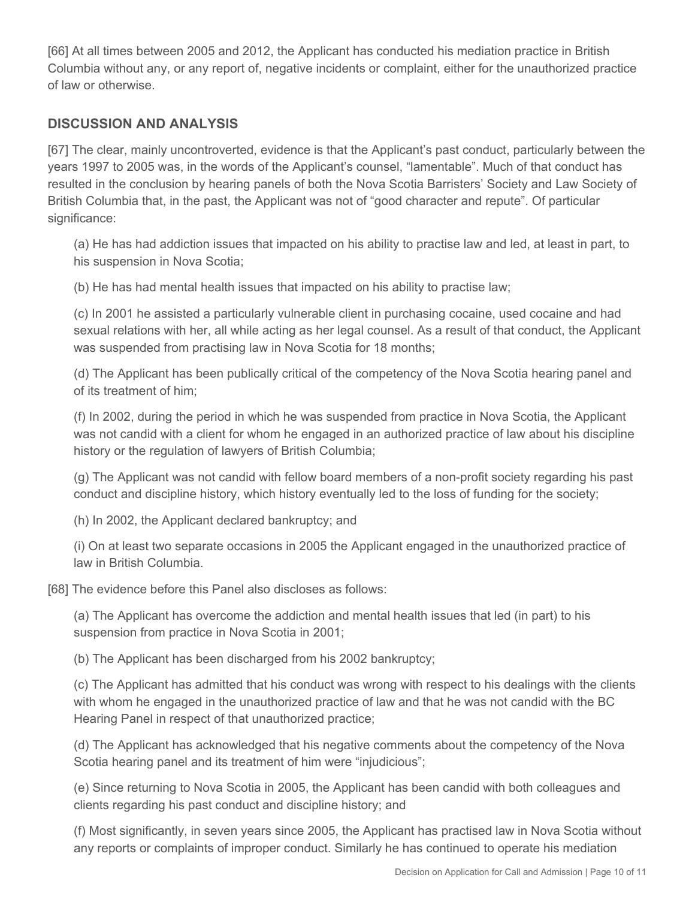[66] At all times between 2005 and 2012, the Applicant has conducted his mediation practice in British Columbia without any, or any report of, negative incidents or complaint, either for the unauthorized practice of law or otherwise.

## DISCUSSION AND ANALYSIS

[67] The clear, mainly uncontroverted, evidence is that the Applicant's past conduct, particularly between the years 1997 to 2005 was, in the words of the Applicant's counsel, "lamentable". Much of that conduct has resulted in the conclusion by hearing panels of both the Nova Scotia Barristers' Society and Law Society of British Columbia that, in the past, the Applicant was not of "good character and repute". Of particular significance:

> (a) He has had addiction issues that impacted on his ability to practise law and led, at least in part, to his suspension in Nova Scotia;
>
> (b) He has had mental health issues that impacted on his ability to practise law;
>
> (c) In 2001 he assisted a particularly vulnerable client in purchasing cocaine, used cocaine and had sexual relations with her, all while acting as her legal counsel. As a result of that conduct, the Applicant was suspended from practising law in Nova Scotia for 18 months;
>
> (d) The Applicant has been publically critical of the competency of the Nova Scotia hearing panel and of its treatment of him;
>
> (f) In 2002, during the period in which he was suspended from practice in Nova Scotia, the Applicant was not candid with a client for whom he engaged in an authorized practice of law about his discipline history or the regulation of lawyers of British Columbia;
>
> (g) The Applicant was not candid with fellow board members of a non-profit society regarding his past conduct and discipline history, which history eventually led to the loss of funding for the society;
>
> (h) In 2002, the Applicant declared bankruptcy; and
>
> (i) On at least two separate occasions in 2005 the Applicant engaged in the unauthorized practice of law in British Columbia.

[68] The evidence before this Panel also discloses as follows:

> (a) The Applicant has overcome the addiction and mental health issues that led (in part) to his suspension from practice in Nova Scotia in 2001;
>
> (b) The Applicant has been discharged from his 2002 bankruptcy;
>
> (c) The Applicant has admitted that his conduct was wrong with respect to his dealings with the clients with whom he engaged in the unauthorized practice of law and that he was not candid with the BC Hearing Panel in respect of that unauthorized practice;
>
> (d) The Applicant has acknowledged that his negative comments about the competency of the Nova Scotia hearing panel and its treatment of him were "injudicious";
>
> (e) Since returning to Nova Scotia in 2005, the Applicant has been candid with both colleagues and clients regarding his past conduct and discipline history; and
>
> (f) Most significantly, in seven years since 2005, the Applicant has practised law in Nova Scotia without any reports or complaints of improper conduct. Similarly he has continued to operate his mediation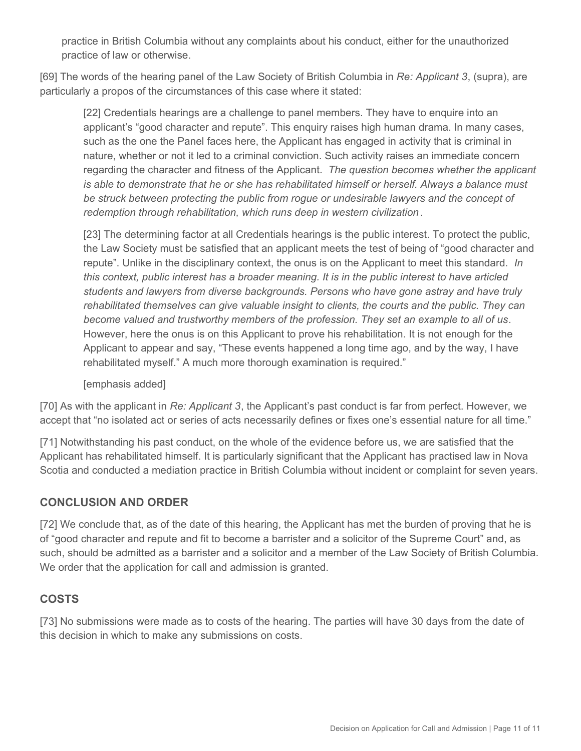practice in British Columbia without any complaints about his conduct, either for the unauthorized practice of law or otherwise.

[69] The words of the hearing panel of the Law Society of British Columbia in *Re: Applicant 3*, (supra), are particularly a propos of the circumstances of this case where it stated:

> [22] Credentials hearings are a challenge to panel members. They have to enquire into an applicant's "good character and repute". This enquiry raises high human drama. In many cases, such as the one the Panel faces here, the Applicant has engaged in activity that is criminal in nature, whether or not it led to a criminal conviction. Such activity raises an immediate concern regarding the character and fitness of the Applicant. *The question becomes whether the applicant is able to demonstrate that he or she has rehabilitated himself or herself. Always a balance must be struck between protecting the public from rogue or undesirable lawyers and the concept of redemption through rehabilitation, which runs deep in western civilization*.
>
> [23] The determining factor at all Credentials hearings is the public interest. To protect the public, the Law Society must be satisfied that an applicant meets the test of being of "good character and repute". Unlike in the disciplinary context, the onus is on the Applicant to meet this standard. *In this context, public interest has a broader meaning. It is in the public interest to have articled students and lawyers from diverse backgrounds. Persons who have gone astray and have truly rehabilitated themselves can give valuable insight to clients, the courts and the public. They can become valued and trustworthy members of the profession. They set an example to all of us*. However, here the onus is on this Applicant to prove his rehabilitation. It is not enough for the Applicant to appear and say, "These events happened a long time ago, and by the way, I have rehabilitated myself." A much more thorough examination is required."
>
> [emphasis added]

[70] As with the applicant in *Re: Applicant 3*, the Applicant's past conduct is far from perfect. However, we accept that "no isolated act or series of acts necessarily defines or fixes one's essential nature for all time."

[71] Notwithstanding his past conduct, on the whole of the evidence before us, we are satisfied that the Applicant has rehabilitated himself. It is particularly significant that the Applicant has practised law in Nova Scotia and conducted a mediation practice in British Columbia without incident or complaint for seven years.

## CONCLUSION AND ORDER

[72] We conclude that, as of the date of this hearing, the Applicant has met the burden of proving that he is of "good character and repute and fit to become a barrister and a solicitor of the Supreme Court" and, as such, should be admitted as a barrister and a solicitor and a member of the Law Society of British Columbia. We order that the application for call and admission is granted.

## COSTS

[73] No submissions were made as to costs of the hearing. The parties will have 30 days from the date of this decision in which to make any submissions on costs.